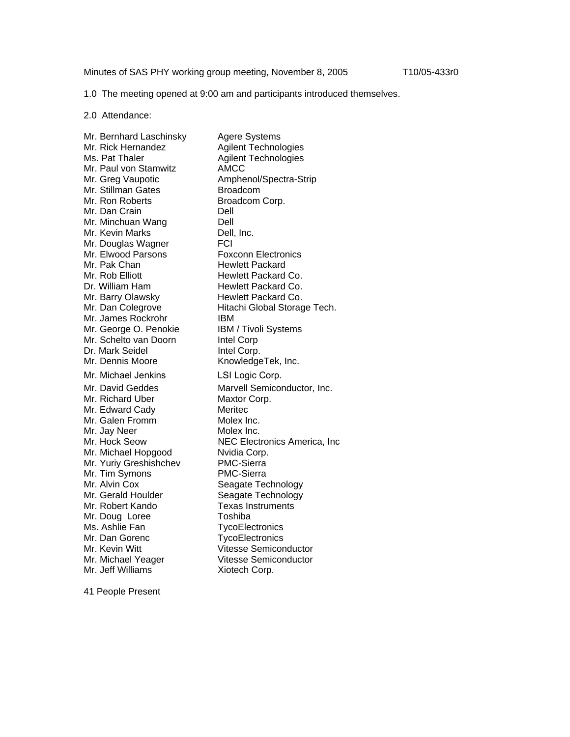Minutes of SAS PHY working group meeting, November 8, 2005 T10/05-433r0

1.0 The meeting opened at 9:00 am and participants introduced themselves.

2.0 Attendance:

| | |
|---|---|
| Mr. Bernhard Laschinsky | Agere Systems |
| Mr. Rick Hernandez | Agilent Technologies |
| Ms. Pat Thaler | Agilent Technologies |
| Mr. Paul von Stamwitz | AMCC |
| Mr. Greg Vaupotic | Amphenol/Spectra-Strip |
| Mr. Stillman Gates | Broadcom |
| Mr. Ron Roberts | Broadcom Corp. |
| Mr. Dan Crain | Dell |
| Mr. Minchuan Wang | Dell |
| Mr. Kevin Marks | Dell, Inc. |
| Mr. Douglas Wagner | FCI |
| Mr. Elwood Parsons | Foxconn Electronics |
| Mr. Pak Chan | Hewlett Packard |
| Mr. Rob Elliott | Hewlett Packard Co. |
| Dr. William Ham | Hewlett Packard Co. |
| Mr. Barry Olawsky | Hewlett Packard Co. |
| Mr. Dan Colegrove | Hitachi Global Storage Tech. |
| Mr. James Rockrohr | IBM |
| Mr. George O. Penokie | IBM / Tivoli Systems |
| Mr. Schelto van Doorn | Intel Corp |
| Dr. Mark Seidel | Intel Corp. |
| Mr. Dennis Moore | KnowledgeTek, Inc. |
| Mr. Michael Jenkins | LSI Logic Corp. |
| Mr. David Geddes | Marvell Semiconductor, Inc. |
| Mr. Richard Uber | Maxtor Corp. |
| Mr. Edward Cady | Meritec |
| Mr. Galen Fromm | Molex Inc. |
| Mr. Jay Neer | Molex Inc. |
| Mr. Hock Seow | NEC Electronics America, Inc |
| Mr. Michael Hopgood | Nvidia Corp. |
| Mr. Yuriy Greshishchev | PMC-Sierra |
| Mr. Tim Symons | PMC-Sierra |
| Mr. Alvin Cox | Seagate Technology |
| Mr. Gerald Houlder | Seagate Technology |
| Mr. Robert Kando | Texas Instruments |
| Mr. Doug Loree | Toshiba |
| Ms. Ashlie Fan | TycoElectronics |
| Mr. Dan Gorenc | TycoElectronics |
| Mr. Kevin Witt | Vitesse Semiconductor |
| Mr. Michael Yeager | Vitesse Semiconductor |
| Mr. Jeff Williams | Xiotech Corp. |

41 People Present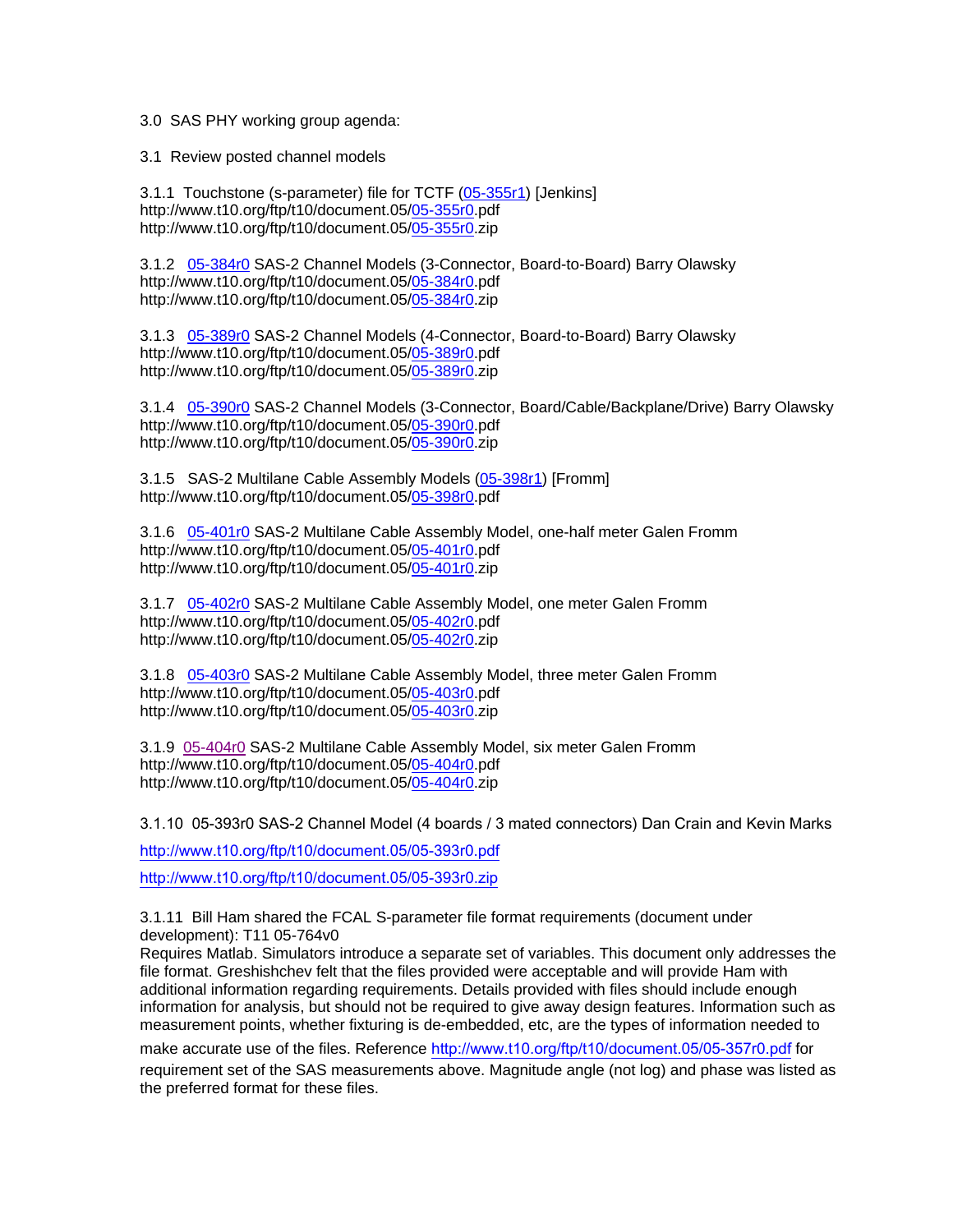3.0 SAS PHY working group agenda:

3.1 Review posted channel models

3.1.1 Touchstone (s-parameter) file for TCTF (05-355r1) [Jenkins]
http://www.t10.org/ftp/t10/document.05/05-355r0.pdf
http://www.t10.org/ftp/t10/document.05/05-355r0.zip

3.1.2 05-384r0 SAS-2 Channel Models (3-Connector, Board-to-Board) Barry Olawsky
http://www.t10.org/ftp/t10/document.05/05-384r0.pdf
http://www.t10.org/ftp/t10/document.05/05-384r0.zip

3.1.3 05-389r0 SAS-2 Channel Models (4-Connector, Board-to-Board) Barry Olawsky
http://www.t10.org/ftp/t10/document.05/05-389r0.pdf
http://www.t10.org/ftp/t10/document.05/05-389r0.zip

3.1.4 05-390r0 SAS-2 Channel Models (3-Connector, Board/Cable/Backplane/Drive) Barry Olawsky
http://www.t10.org/ftp/t10/document.05/05-390r0.pdf
http://www.t10.org/ftp/t10/document.05/05-390r0.zip

3.1.5 SAS-2 Multilane Cable Assembly Models (05-398r1) [Fromm]
http://www.t10.org/ftp/t10/document.05/05-398r0.pdf

3.1.6 05-401r0 SAS-2 Multilane Cable Assembly Model, one-half meter Galen Fromm
http://www.t10.org/ftp/t10/document.05/05-401r0.pdf
http://www.t10.org/ftp/t10/document.05/05-401r0.zip

3.1.7 05-402r0 SAS-2 Multilane Cable Assembly Model, one meter Galen Fromm
http://www.t10.org/ftp/t10/document.05/05-402r0.pdf
http://www.t10.org/ftp/t10/document.05/05-402r0.zip

3.1.8 05-403r0 SAS-2 Multilane Cable Assembly Model, three meter Galen Fromm
http://www.t10.org/ftp/t10/document.05/05-403r0.pdf
http://www.t10.org/ftp/t10/document.05/05-403r0.zip

3.1.9 05-404r0 SAS-2 Multilane Cable Assembly Model, six meter Galen Fromm
http://www.t10.org/ftp/t10/document.05/05-404r0.pdf
http://www.t10.org/ftp/t10/document.05/05-404r0.zip

3.1.10 05-393r0 SAS-2 Channel Model (4 boards / 3 mated connectors) Dan Crain and Kevin Marks

http://www.t10.org/ftp/t10/document.05/05-393r0.pdf

http://www.t10.org/ftp/t10/document.05/05-393r0.zip

3.1.11 Bill Ham shared the FCAL S-parameter file format requirements (document under development): T11 05-764v0
Requires Matlab. Simulators introduce a separate set of variables. This document only addresses the file format. Greshishchev felt that the files provided were acceptable and will provide Ham with additional information regarding requirements. Details provided with files should include enough information for analysis, but should not be required to give away design features. Information such as measurement points, whether fixturing is de-embedded, etc, are the types of information needed to make accurate use of the files. Reference http://www.t10.org/ftp/t10/document.05/05-357r0.pdf for requirement set of the SAS measurements above. Magnitude angle (not log) and phase was listed as the preferred format for these files.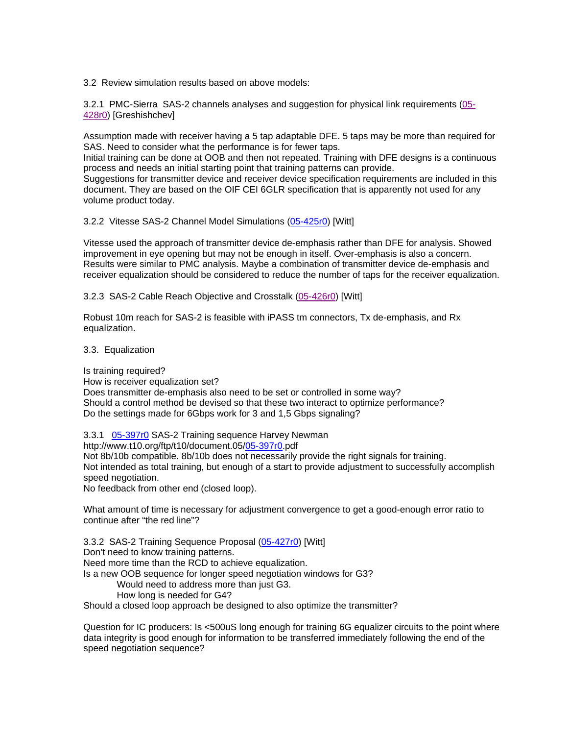3.2 Review simulation results based on above models:

3.2.1 PMC-Sierra SAS-2 channels analyses and suggestion for physical link requirements (05-428r0) [Greshishchev]

Assumption made with receiver having a 5 tap adaptable DFE. 5 taps may be more than required for SAS. Need to consider what the performance is for fewer taps.
Initial training can be done at OOB and then not repeated. Training with DFE designs is a continuous process and needs an initial starting point that training patterns can provide.
Suggestions for transmitter device and receiver device specification requirements are included in this document. They are based on the OIF CEI 6GLR specification that is apparently not used for any volume product today.

3.2.2 Vitesse SAS-2 Channel Model Simulations (05-425r0) [Witt]

Vitesse used the approach of transmitter device de-emphasis rather than DFE for analysis. Showed improvement in eye opening but may not be enough in itself. Over-emphasis is also a concern. Results were similar to PMC analysis. Maybe a combination of transmitter device de-emphasis and receiver equalization should be considered to reduce the number of taps for the receiver equalization.

3.2.3 SAS-2 Cable Reach Objective and Crosstalk (05-426r0) [Witt]

Robust 10m reach for SAS-2 is feasible with iPASS tm connectors, Tx de-emphasis, and Rx equalization.

3.3. Equalization

Is training required?
How is receiver equalization set?
Does transmitter de-emphasis also need to be set or controlled in some way?
Should a control method be devised so that these two interact to optimize performance?
Do the settings made for 6Gbps work for 3 and 1,5 Gbps signaling?

3.3.1 05-397r0 SAS-2 Training sequence Harvey Newman
http://www.t10.org/ftp/t10/document.05/05-397r0.pdf
Not 8b/10b compatible. 8b/10b does not necessarily provide the right signals for training.
Not intended as total training, but enough of a start to provide adjustment to successfully accomplish speed negotiation.
No feedback from other end (closed loop).

What amount of time is necessary for adjustment convergence to get a good-enough error ratio to continue after "the red line"?

3.3.2 SAS-2 Training Sequence Proposal (05-427r0) [Witt]
Don't need to know training patterns.
Need more time than the RCD to achieve equalization.
Is a new OOB sequence for longer speed negotiation windows for G3?
  Would need to address more than just G3.
  How long is needed for G4?
Should a closed loop approach be designed to also optimize the transmitter?

Question for IC producers: Is <500uS long enough for training 6G equalizer circuits to the point where data integrity is good enough for information to be transferred immediately following the end of the speed negotiation sequence?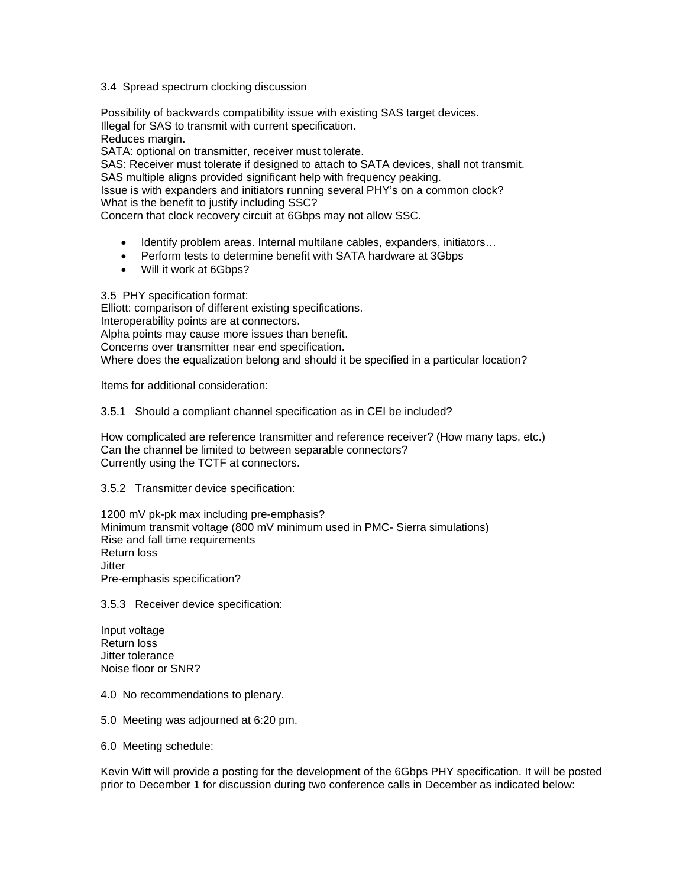3.4 Spread spectrum clocking discussion

Possibility of backwards compatibility issue with existing SAS target devices.
Illegal for SAS to transmit with current specification.
Reduces margin.
SATA: optional on transmitter, receiver must tolerate.
SAS: Receiver must tolerate if designed to attach to SATA devices, shall not transmit.
SAS multiple aligns provided significant help with frequency peaking.
Issue is with expanders and initiators running several PHY's on a common clock?
What is the benefit to justify including SSC?
Concern that clock recovery circuit at 6Gbps may not allow SSC.

- Identify problem areas. Internal multilane cables, expanders, initiators…
- Perform tests to determine benefit with SATA hardware at 3Gbps
- Will it work at 6Gbps?

3.5 PHY specification format:
Elliott: comparison of different existing specifications.
Interoperability points are at connectors.
Alpha points may cause more issues than benefit.
Concerns over transmitter near end specification.
Where does the equalization belong and should it be specified in a particular location?

Items for additional consideration:

3.5.1 Should a compliant channel specification as in CEI be included?

How complicated are reference transmitter and reference receiver? (How many taps, etc.)
Can the channel be limited to between separable connectors?
Currently using the TCTF at connectors.

3.5.2 Transmitter device specification:

1200 mV pk-pk max including pre-emphasis?
Minimum transmit voltage (800 mV minimum used in PMC- Sierra simulations)
Rise and fall time requirements
Return loss
Jitter
Pre-emphasis specification?

3.5.3 Receiver device specification:

Input voltage
Return loss
Jitter tolerance
Noise floor or SNR?

4.0 No recommendations to plenary.

5.0 Meeting was adjourned at 6:20 pm.

6.0 Meeting schedule:

Kevin Witt will provide a posting for the development of the 6Gbps PHY specification. It will be posted prior to December 1 for discussion during two conference calls in December as indicated below: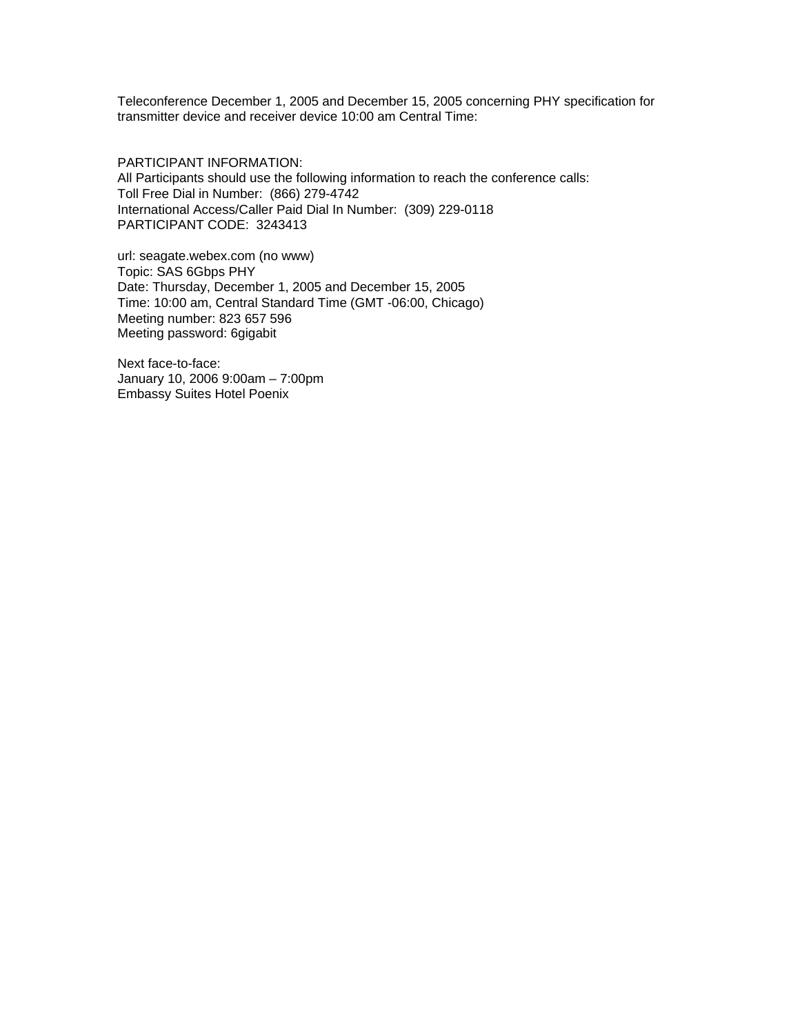Teleconference December 1, 2005 and December 15, 2005 concerning PHY specification for transmitter device and receiver device 10:00 am Central Time:

PARTICIPANT INFORMATION:
All Participants should use the following information to reach the conference calls:
Toll Free Dial in Number: (866) 279-4742
International Access/Caller Paid Dial In Number: (309) 229-0118
PARTICIPANT CODE: 3243413

url: seagate.webex.com (no www)
Topic: SAS 6Gbps PHY
Date: Thursday, December 1, 2005 and December 15, 2005
Time: 10:00 am, Central Standard Time (GMT -06:00, Chicago)
Meeting number: 823 657 596
Meeting password: 6gigabit

Next face-to-face:
January 10, 2006 9:00am – 7:00pm
Embassy Suites Hotel Poenix